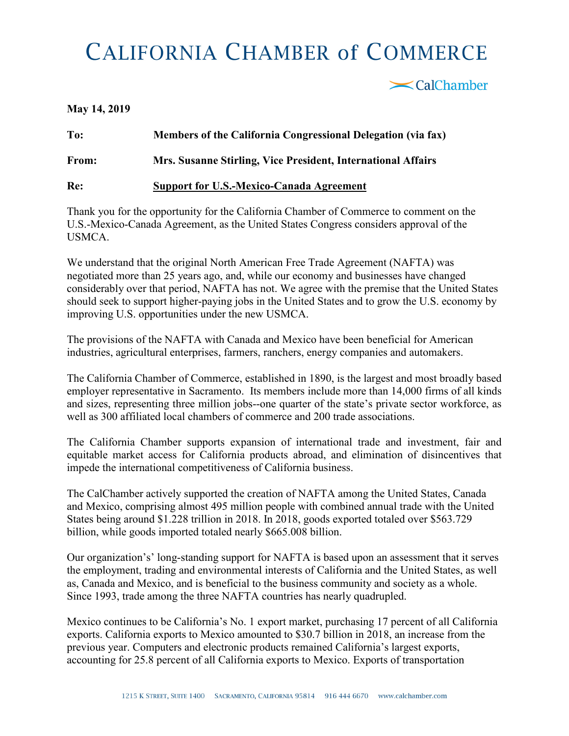# CALIFORNIA CHAMBER of COMMERCE

CalChamber

**May 14, 2019**

**To:** **Members of the California Congressional Delegation (via fax)**

**From:** **Mrs. Susanne Stirling, Vice President, International Affairs**

**Re:** **Support for U.S.-Mexico-Canada Agreement**

Thank you for the opportunity for the California Chamber of Commerce to comment on the U.S.-Mexico-Canada Agreement, as the United States Congress considers approval of the USMCA.

We understand that the original North American Free Trade Agreement (NAFTA) was negotiated more than 25 years ago, and, while our economy and businesses have changed considerably over that period, NAFTA has not. We agree with the premise that the United States should seek to support higher-paying jobs in the United States and to grow the U.S. economy by improving U.S. opportunities under the new USMCA.

The provisions of the NAFTA with Canada and Mexico have been beneficial for American industries, agricultural enterprises, farmers, ranchers, energy companies and automakers.

The California Chamber of Commerce, established in 1890, is the largest and most broadly based employer representative in Sacramento. Its members include more than 14,000 firms of all kinds and sizes, representing three million jobs--one quarter of the state's private sector workforce, as well as 300 affiliated local chambers of commerce and 200 trade associations.

The California Chamber supports expansion of international trade and investment, fair and equitable market access for California products abroad, and elimination of disincentives that impede the international competitiveness of California business.

The CalChamber actively supported the creation of NAFTA among the United States, Canada and Mexico, comprising almost 495 million people with combined annual trade with the United States being around $1.228 trillion in 2018. In 2018, goods exported totaled over $563.729 billion, while goods imported totaled nearly $665.008 billion.

Our organization's' long-standing support for NAFTA is based upon an assessment that it serves the employment, trading and environmental interests of California and the United States, as well as, Canada and Mexico, and is beneficial to the business community and society as a whole. Since 1993, trade among the three NAFTA countries has nearly quadrupled.

Mexico continues to be California's No. 1 export market, purchasing 17 percent of all California exports. California exports to Mexico amounted to $30.7 billion in 2018, an increase from the previous year. Computers and electronic products remained California's largest exports, accounting for 25.8 percent of all California exports to Mexico. Exports of transportation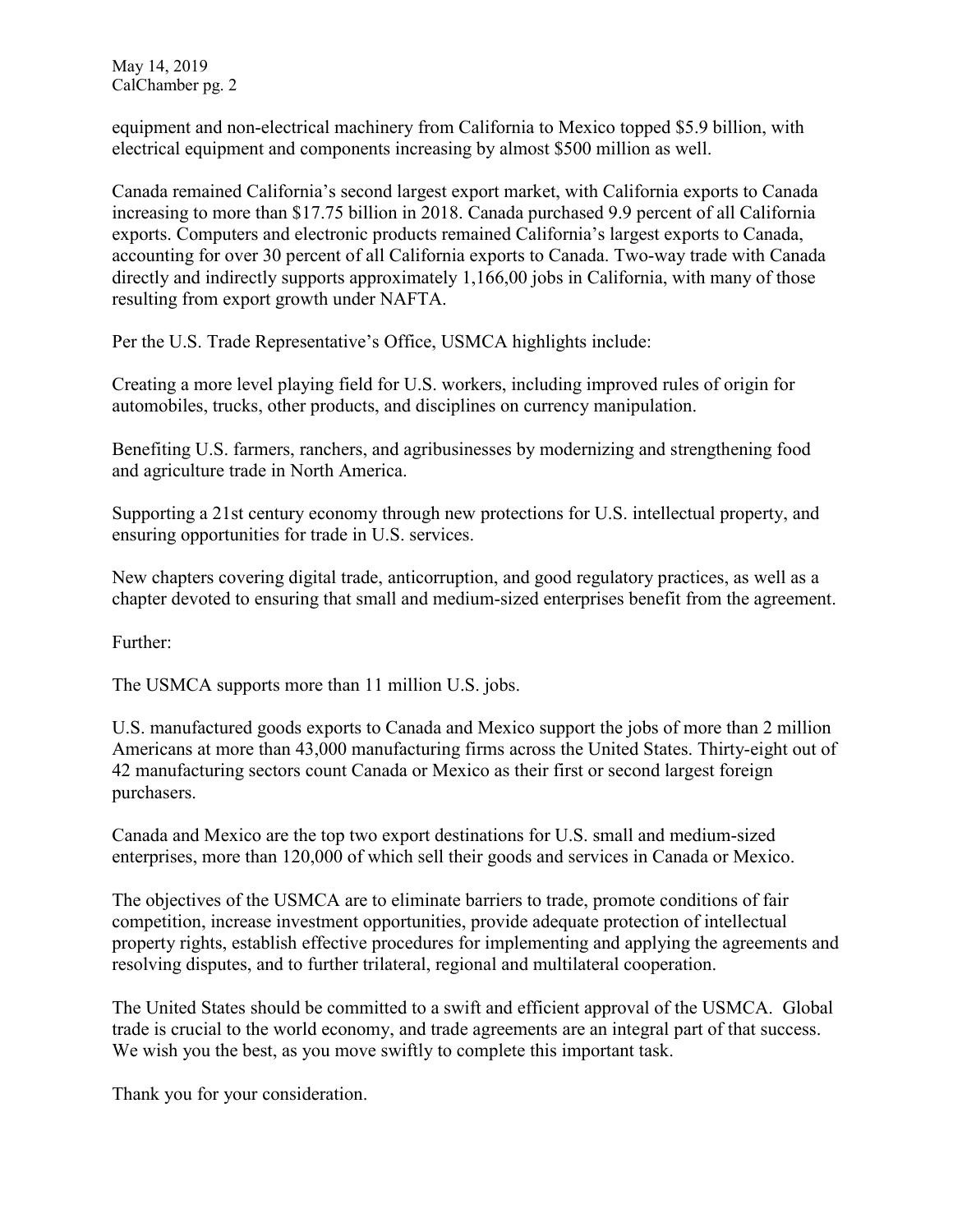equipment and non-electrical machinery from California to Mexico topped $5.9 billion, with electrical equipment and components increasing by almost $500 million as well.

Canada remained California's second largest export market, with California exports to Canada increasing to more than $17.75 billion in 2018. Canada purchased 9.9 percent of all California exports. Computers and electronic products remained California's largest exports to Canada, accounting for over 30 percent of all California exports to Canada. Two-way trade with Canada directly and indirectly supports approximately 1,166,00 jobs in California, with many of those resulting from export growth under NAFTA.

Per the U.S. Trade Representative's Office, USMCA highlights include:

Creating a more level playing field for U.S. workers, including improved rules of origin for automobiles, trucks, other products, and disciplines on currency manipulation.

Benefiting U.S. farmers, ranchers, and agribusinesses by modernizing and strengthening food and agriculture trade in North America.

Supporting a 21st century economy through new protections for U.S. intellectual property, and ensuring opportunities for trade in U.S. services.

New chapters covering digital trade, anticorruption, and good regulatory practices, as well as a chapter devoted to ensuring that small and medium-sized enterprises benefit from the agreement.

Further:

The USMCA supports more than 11 million U.S. jobs.

U.S. manufactured goods exports to Canada and Mexico support the jobs of more than 2 million Americans at more than 43,000 manufacturing firms across the United States. Thirty-eight out of 42 manufacturing sectors count Canada or Mexico as their first or second largest foreign purchasers.

Canada and Mexico are the top two export destinations for U.S. small and medium-sized enterprises, more than 120,000 of which sell their goods and services in Canada or Mexico.

The objectives of the USMCA are to eliminate barriers to trade, promote conditions of fair competition, increase investment opportunities, provide adequate protection of intellectual property rights, establish effective procedures for implementing and applying the agreements and resolving disputes, and to further trilateral, regional and multilateral cooperation.

The United States should be committed to a swift and efficient approval of the USMCA. Global trade is crucial to the world economy, and trade agreements are an integral part of that success. We wish you the best, as you move swiftly to complete this important task.

Thank you for your consideration.